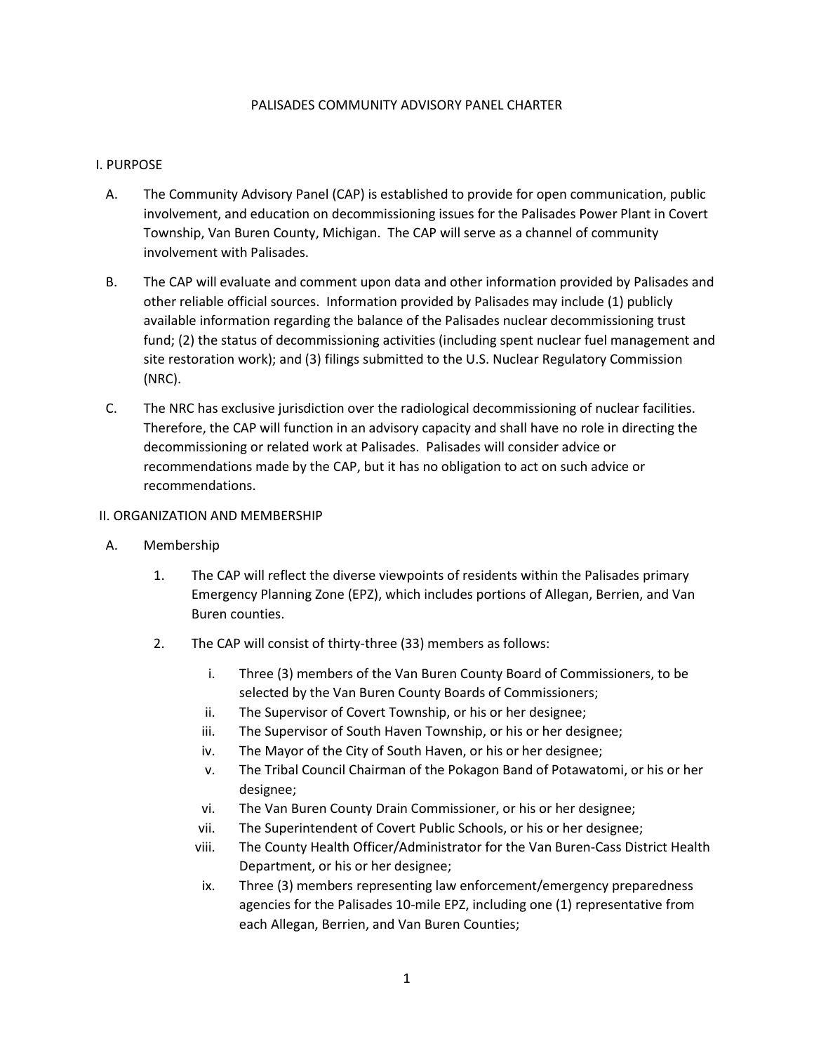# PALISADES COMMUNITY ADVISORY PANEL CHARTER

## I. PURPOSE

A. The Community Advisory Panel (CAP) is established to provide for open communication, public involvement, and education on decommissioning issues for the Palisades Power Plant in Covert Township, Van Buren County, Michigan. The CAP will serve as a channel of community involvement with Palisades.

B. The CAP will evaluate and comment upon data and other information provided by Palisades and other reliable official sources. Information provided by Palisades may include (1) publicly available information regarding the balance of the Palisades nuclear decommissioning trust fund; (2) the status of decommissioning activities (including spent nuclear fuel management and site restoration work); and (3) filings submitted to the U.S. Nuclear Regulatory Commission (NRC).

C. The NRC has exclusive jurisdiction over the radiological decommissioning of nuclear facilities. Therefore, the CAP will function in an advisory capacity and shall have no role in directing the decommissioning or related work at Palisades. Palisades will consider advice or recommendations made by the CAP, but it has no obligation to act on such advice or recommendations.

## II. ORGANIZATION AND MEMBERSHIP

A. Membership

1. The CAP will reflect the diverse viewpoints of residents within the Palisades primary Emergency Planning Zone (EPZ), which includes portions of Allegan, Berrien, and Van Buren counties.

2. The CAP will consist of thirty-three (33) members as follows:

   i. Three (3) members of the Van Buren County Board of Commissioners, to be selected by the Van Buren County Boards of Commissioners;

   ii. The Supervisor of Covert Township, or his or her designee;

   iii. The Supervisor of South Haven Township, or his or her designee;

   iv. The Mayor of the City of South Haven, or his or her designee;

   v. The Tribal Council Chairman of the Pokagon Band of Potawatomi, or his or her designee;

   vi. The Van Buren County Drain Commissioner, or his or her designee;

   vii. The Superintendent of Covert Public Schools, or his or her designee;

   viii. The County Health Officer/Administrator for the Van Buren-Cass District Health Department, or his or her designee;

   ix. Three (3) members representing law enforcement/emergency preparedness agencies for the Palisades 10-mile EPZ, including one (1) representative from each Allegan, Berrien, and Van Buren Counties;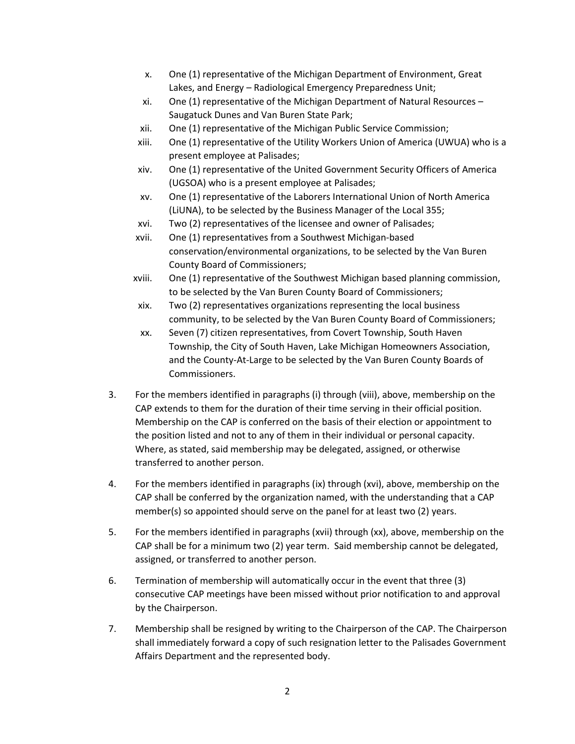x. One (1) representative of the Michigan Department of Environment, Great Lakes, and Energy – Radiological Emergency Preparedness Unit;

xi. One (1) representative of the Michigan Department of Natural Resources – Saugatuck Dunes and Van Buren State Park;

xii. One (1) representative of the Michigan Public Service Commission;

xiii. One (1) representative of the Utility Workers Union of America (UWUA) who is a present employee at Palisades;

xiv. One (1) representative of the United Government Security Officers of America (UGSOA) who is a present employee at Palisades;

xv. One (1) representative of the Laborers International Union of North America (LiUNA), to be selected by the Business Manager of the Local 355;

xvi. Two (2) representatives of the licensee and owner of Palisades;

xvii. One (1) representatives from a Southwest Michigan-based conservation/environmental organizations, to be selected by the Van Buren County Board of Commissioners;

xviii. One (1) representative of the Southwest Michigan based planning commission, to be selected by the Van Buren County Board of Commissioners;

xix. Two (2) representatives organizations representing the local business community, to be selected by the Van Buren County Board of Commissioners;

xx. Seven (7) citizen representatives, from Covert Township, South Haven Township, the City of South Haven, Lake Michigan Homeowners Association, and the County-At-Large to be selected by the Van Buren County Boards of Commissioners.

3. For the members identified in paragraphs (i) through (viii), above, membership on the CAP extends to them for the duration of their time serving in their official position. Membership on the CAP is conferred on the basis of their election or appointment to the position listed and not to any of them in their individual or personal capacity. Where, as stated, said membership may be delegated, assigned, or otherwise transferred to another person.

4. For the members identified in paragraphs (ix) through (xvi), above, membership on the CAP shall be conferred by the organization named, with the understanding that a CAP member(s) so appointed should serve on the panel for at least two (2) years.

5. For the members identified in paragraphs (xvii) through (xx), above, membership on the CAP shall be for a minimum two (2) year term. Said membership cannot be delegated, assigned, or transferred to another person.

6. Termination of membership will automatically occur in the event that three (3) consecutive CAP meetings have been missed without prior notification to and approval by the Chairperson.

7. Membership shall be resigned by writing to the Chairperson of the CAP. The Chairperson shall immediately forward a copy of such resignation letter to the Palisades Government Affairs Department and the represented body.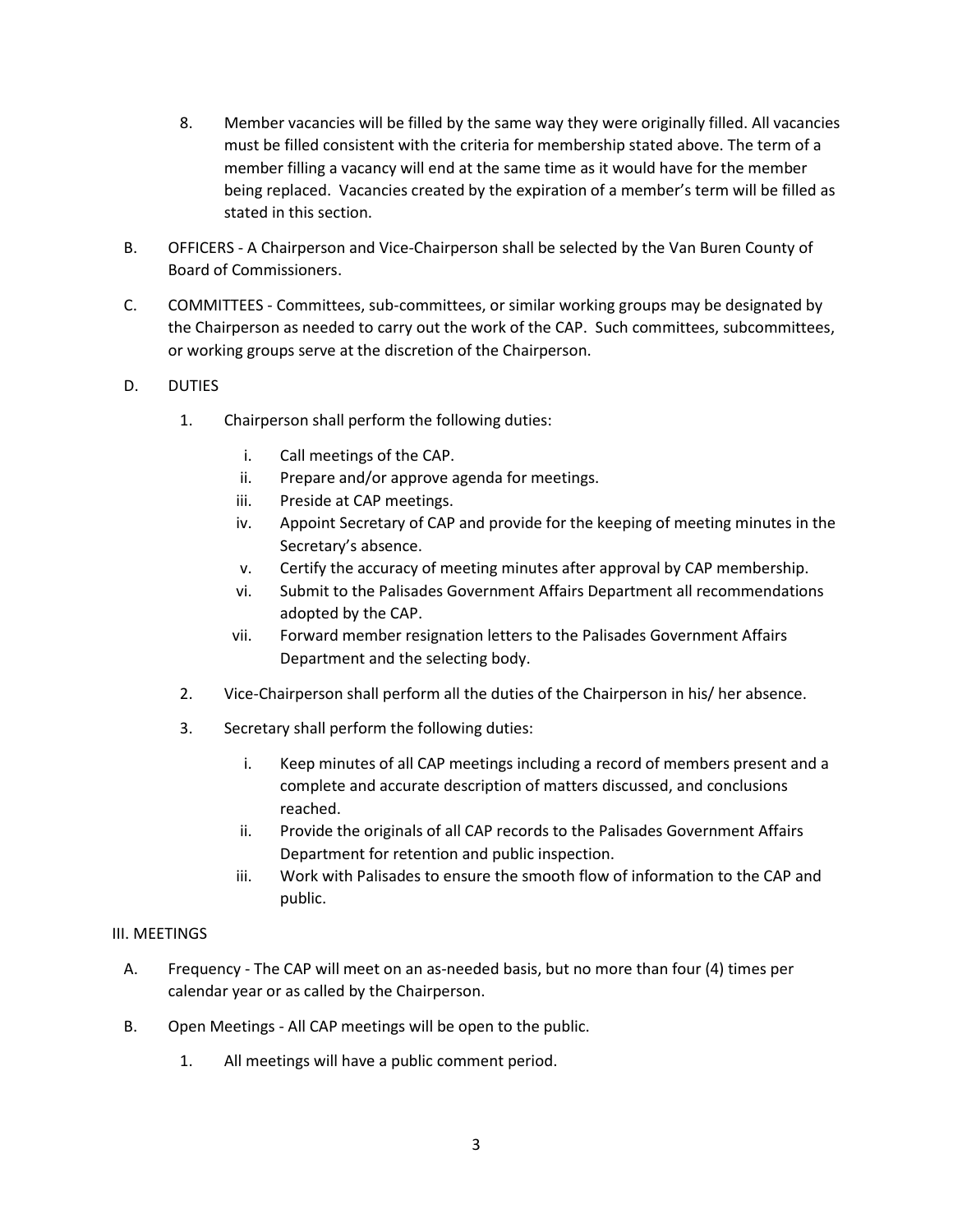8. Member vacancies will be filled by the same way they were originally filled. All vacancies must be filled consistent with the criteria for membership stated above. The term of a member filling a vacancy will end at the same time as it would have for the member being replaced. Vacancies created by the expiration of a member's term will be filled as stated in this section.

B. OFFICERS - A Chairperson and Vice-Chairperson shall be selected by the Van Buren County of Board of Commissioners.

C. COMMITTEES - Committees, sub-committees, or similar working groups may be designated by the Chairperson as needed to carry out the work of the CAP. Such committees, subcommittees, or working groups serve at the discretion of the Chairperson.

D. DUTIES

1. Chairperson shall perform the following duties:
   - i. Call meetings of the CAP.
   - ii. Prepare and/or approve agenda for meetings.
   - iii. Preside at CAP meetings.
   - iv. Appoint Secretary of CAP and provide for the keeping of meeting minutes in the Secretary's absence.
   - v. Certify the accuracy of meeting minutes after approval by CAP membership.
   - vi. Submit to the Palisades Government Affairs Department all recommendations adopted by the CAP.
   - vii. Forward member resignation letters to the Palisades Government Affairs Department and the selecting body.

2. Vice-Chairperson shall perform all the duties of the Chairperson in his/ her absence.

3. Secretary shall perform the following duties:
   - i. Keep minutes of all CAP meetings including a record of members present and a complete and accurate description of matters discussed, and conclusions reached.
   - ii. Provide the originals of all CAP records to the Palisades Government Affairs Department for retention and public inspection.
   - iii. Work with Palisades to ensure the smooth flow of information to the CAP and public.

## III. MEETINGS

A. Frequency - The CAP will meet on an as-needed basis, but no more than four (4) times per calendar year or as called by the Chairperson.

B. Open Meetings - All CAP meetings will be open to the public.

1. All meetings will have a public comment period.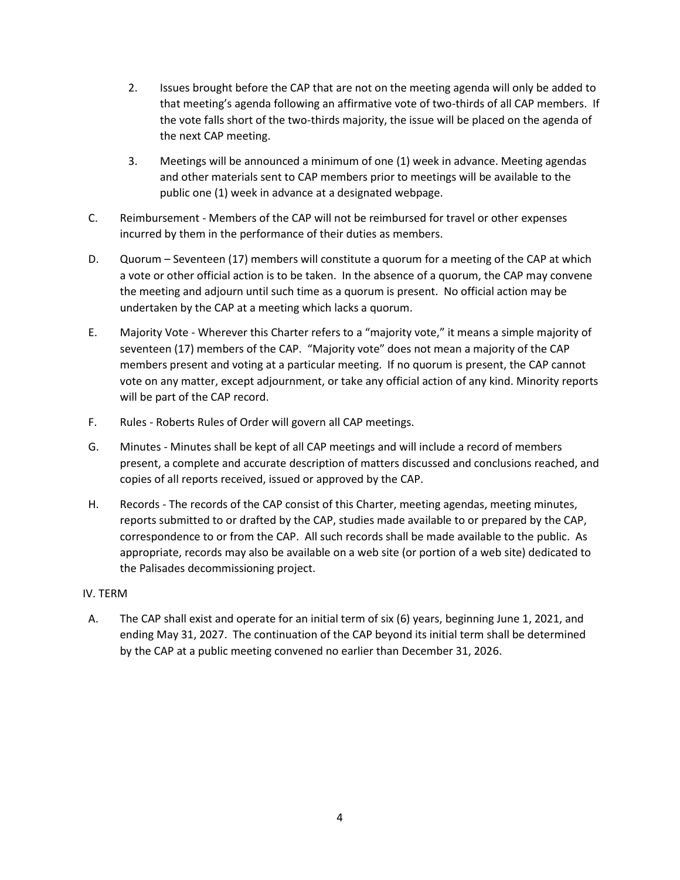2. Issues brought before the CAP that are not on the meeting agenda will only be added to that meeting's agenda following an affirmative vote of two-thirds of all CAP members. If the vote falls short of the two-thirds majority, the issue will be placed on the agenda of the next CAP meeting.

3. Meetings will be announced a minimum of one (1) week in advance. Meeting agendas and other materials sent to CAP members prior to meetings will be available to the public one (1) week in advance at a designated webpage.

C. Reimbursement - Members of the CAP will not be reimbursed for travel or other expenses incurred by them in the performance of their duties as members.

D. Quorum – Seventeen (17) members will constitute a quorum for a meeting of the CAP at which a vote or other official action is to be taken. In the absence of a quorum, the CAP may convene the meeting and adjourn until such time as a quorum is present. No official action may be undertaken by the CAP at a meeting which lacks a quorum.

E. Majority Vote - Wherever this Charter refers to a "majority vote," it means a simple majority of seventeen (17) members of the CAP. "Majority vote" does not mean a majority of the CAP members present and voting at a particular meeting. If no quorum is present, the CAP cannot vote on any matter, except adjournment, or take any official action of any kind. Minority reports will be part of the CAP record.

F. Rules - Roberts Rules of Order will govern all CAP meetings.

G. Minutes - Minutes shall be kept of all CAP meetings and will include a record of members present, a complete and accurate description of matters discussed and conclusions reached, and copies of all reports received, issued or approved by the CAP.

H. Records - The records of the CAP consist of this Charter, meeting agendas, meeting minutes, reports submitted to or drafted by the CAP, studies made available to or prepared by the CAP, correspondence to or from the CAP. All such records shall be made available to the public. As appropriate, records may also be available on a web site (or portion of a web site) dedicated to the Palisades decommissioning project.

## IV. TERM

A. The CAP shall exist and operate for an initial term of six (6) years, beginning June 1, 2021, and ending May 31, 2027. The continuation of the CAP beyond its initial term shall be determined by the CAP at a public meeting convened no earlier than December 31, 2026.